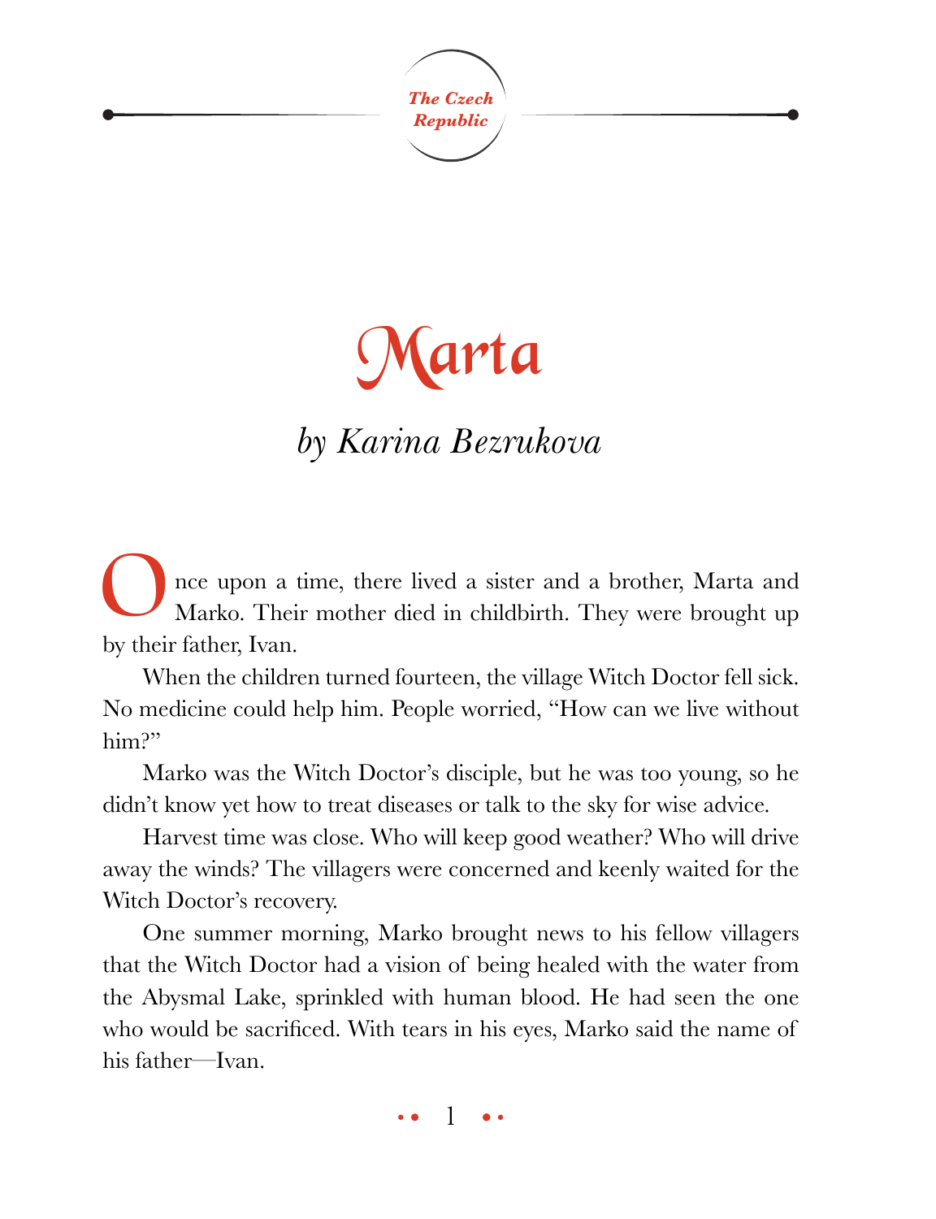*The Czech Republic*

# Marta

*by Karina Bezrukova*

Once upon a time, there lived a sister and a brother, Marta and Marko. Their mother died in childbirth. They were brought up by their father, Ivan.

When the children turned fourteen, the village Witch Doctor fell sick. No medicine could help him. People worried, "How can we live without him?"

Marko was the Witch Doctor's disciple, but he was too young, so he didn't know yet how to treat diseases or talk to the sky for wise advice.

Harvest time was close. Who will keep good weather? Who will drive away the winds? The villagers were concerned and keenly waited for the Witch Doctor's recovery.

One summer morning, Marko brought news to his fellow villagers that the Witch Doctor had a vision of being healed with the water from the Abysmal Lake, sprinkled with human blood. He had seen the one who would be sacrificed. With tears in his eyes, Marko said the name of his father—Ivan.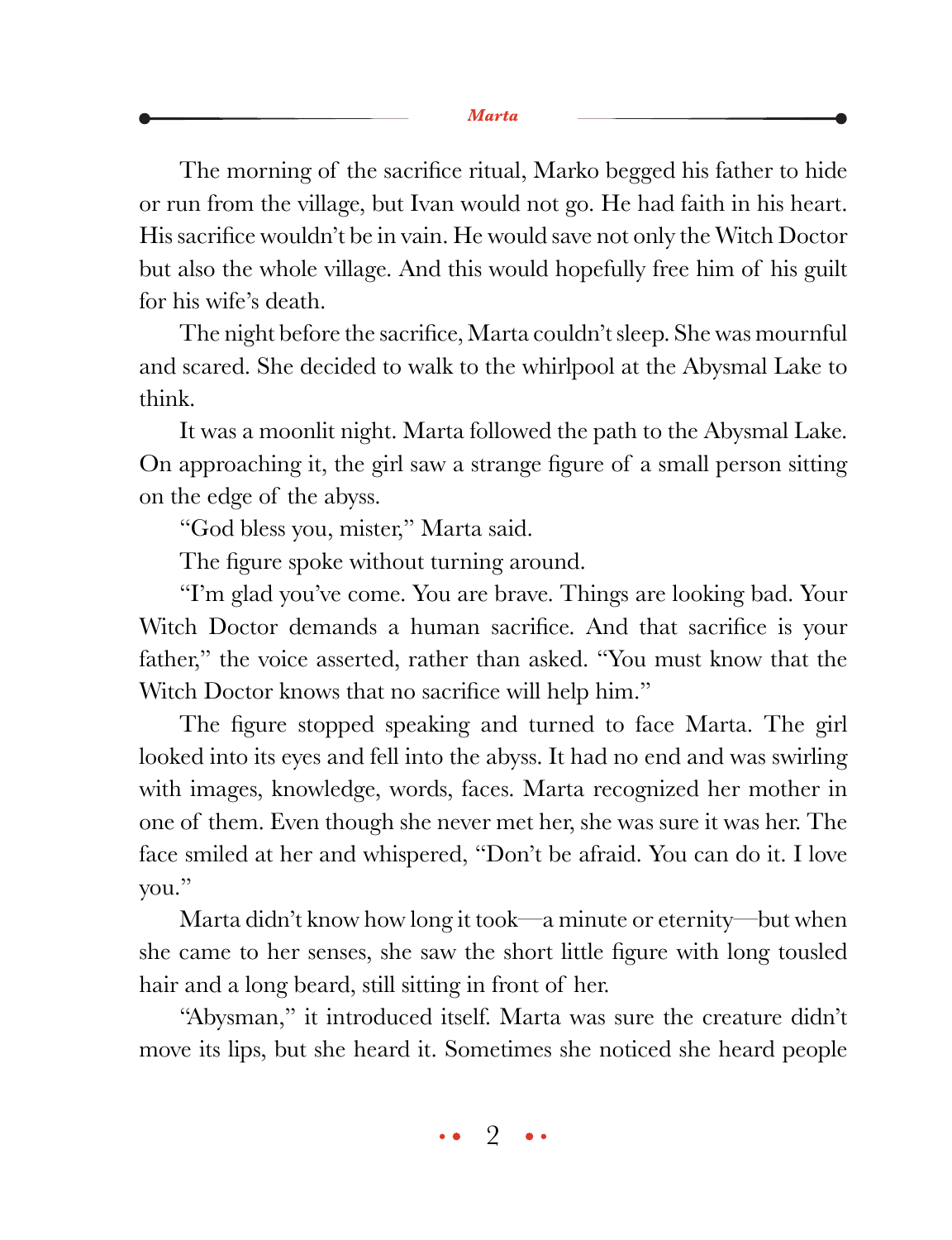The morning of the sacrifice ritual, Marko begged his father to hide or run from the village, but Ivan would not go. He had faith in his heart. His sacrifice wouldn't be in vain. He would save not only the Witch Doctor but also the whole village. And this would hopefully free him of his guilt for his wife's death.

The night before the sacrifice, Marta couldn't sleep. She was mournful and scared. She decided to walk to the whirlpool at the Abysmal Lake to think.

It was a moonlit night. Marta followed the path to the Abysmal Lake. On approaching it, the girl saw a strange figure of a small person sitting on the edge of the abyss.

"God bless you, mister," Marta said.

The figure spoke without turning around.

"I'm glad you've come. You are brave. Things are looking bad. Your Witch Doctor demands a human sacrifice. And that sacrifice is your father," the voice asserted, rather than asked. "You must know that the Witch Doctor knows that no sacrifice will help him."

The figure stopped speaking and turned to face Marta. The girl looked into its eyes and fell into the abyss. It had no end and was swirling with images, knowledge, words, faces. Marta recognized her mother in one of them. Even though she never met her, she was sure it was her. The face smiled at her and whispered, "Don't be afraid. You can do it. I love you."

Marta didn't know how long it took—a minute or eternity—but when she came to her senses, she saw the short little figure with long tousled hair and a long beard, still sitting in front of her.

"Abysman," it introduced itself. Marta was sure the creature didn't move its lips, but she heard it. Sometimes she noticed she heard people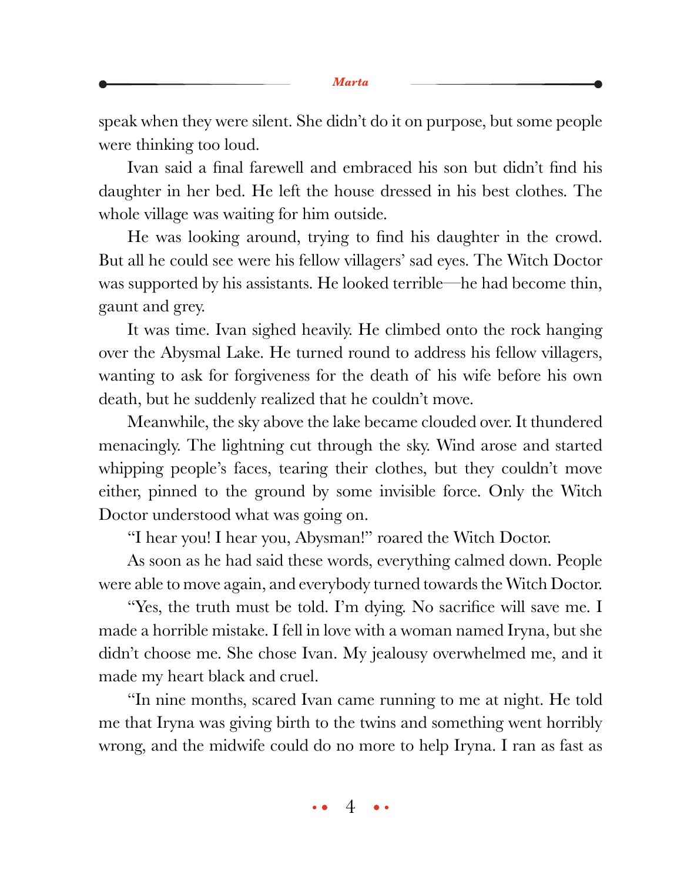speak when they were silent. She didn't do it on purpose, but some people were thinking too loud.

Ivan said a final farewell and embraced his son but didn't find his daughter in her bed. He left the house dressed in his best clothes. The whole village was waiting for him outside.

He was looking around, trying to find his daughter in the crowd. But all he could see were his fellow villagers' sad eyes. The Witch Doctor was supported by his assistants. He looked terrible—he had become thin, gaunt and grey.

It was time. Ivan sighed heavily. He climbed onto the rock hanging over the Abysmal Lake. He turned round to address his fellow villagers, wanting to ask for forgiveness for the death of his wife before his own death, but he suddenly realized that he couldn't move.

Meanwhile, the sky above the lake became clouded over. It thundered menacingly. The lightning cut through the sky. Wind arose and started whipping people's faces, tearing their clothes, but they couldn't move either, pinned to the ground by some invisible force. Only the Witch Doctor understood what was going on.

"I hear you! I hear you, Abysman!" roared the Witch Doctor.

As soon as he had said these words, everything calmed down. People were able to move again, and everybody turned towards the Witch Doctor.

"Yes, the truth must be told. I'm dying. No sacrifice will save me. I made a horrible mistake. I fell in love with a woman named Iryna, but she didn't choose me. She chose Ivan. My jealousy overwhelmed me, and it made my heart black and cruel.

"In nine months, scared Ivan came running to me at night. He told me that Iryna was giving birth to the twins and something went horribly wrong, and the midwife could do no more to help Iryna. I ran as fast as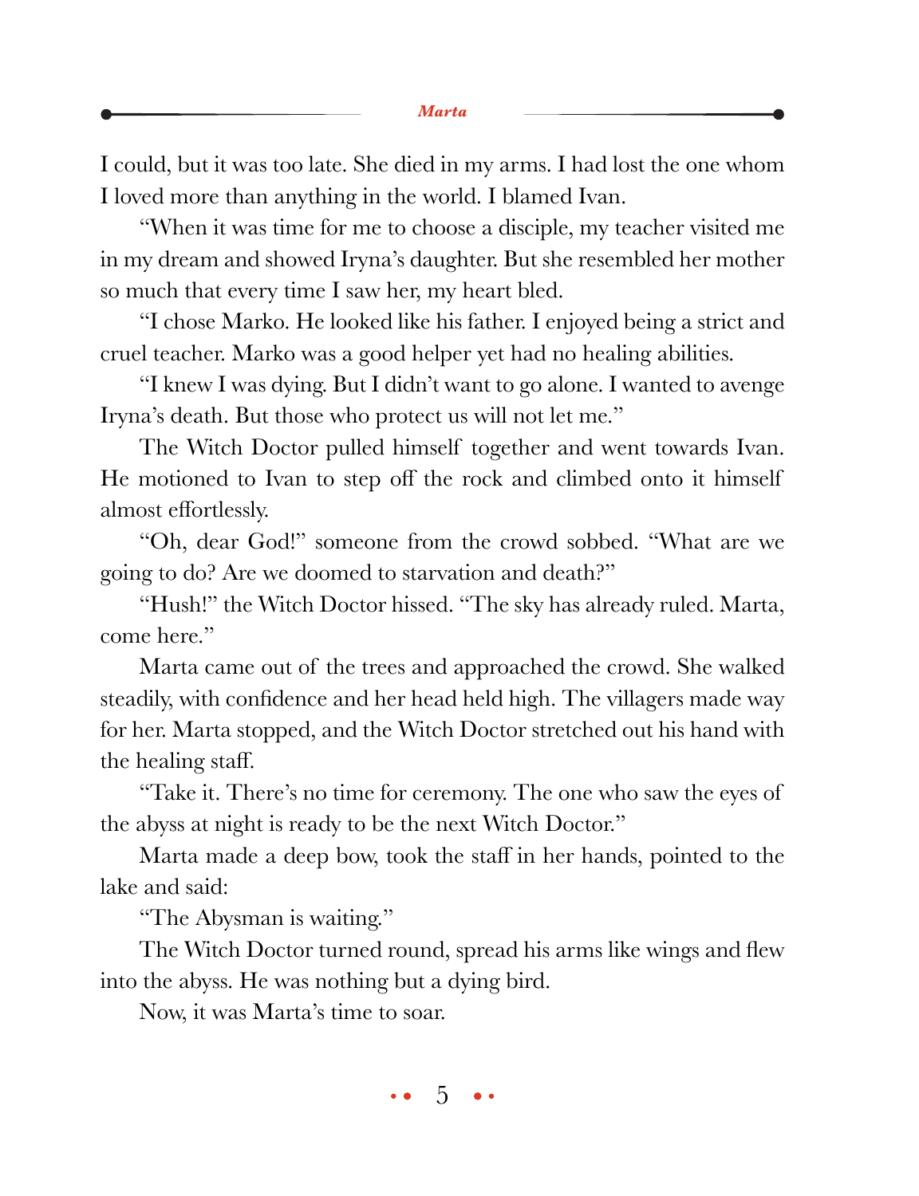I could, but it was too late. She died in my arms. I had lost the one whom I loved more than anything in the world. I blamed Ivan.

"When it was time for me to choose a disciple, my teacher visited me in my dream and showed Iryna's daughter. But she resembled her mother so much that every time I saw her, my heart bled.

"I chose Marko. He looked like his father. I enjoyed being a strict and cruel teacher. Marko was a good helper yet had no healing abilities.

"I knew I was dying. But I didn't want to go alone. I wanted to avenge Iryna's death. But those who protect us will not let me."

The Witch Doctor pulled himself together and went towards Ivan. He motioned to Ivan to step off the rock and climbed onto it himself almost effortlessly.

"Oh, dear God!" someone from the crowd sobbed. "What are we going to do? Are we doomed to starvation and death?"

"Hush!" the Witch Doctor hissed. "The sky has already ruled. Marta, come here."

Marta came out of the trees and approached the crowd. She walked steadily, with confidence and her head held high. The villagers made way for her. Marta stopped, and the Witch Doctor stretched out his hand with the healing staff.

"Take it. There's no time for ceremony. The one who saw the eyes of the abyss at night is ready to be the next Witch Doctor."

Marta made a deep bow, took the staff in her hands, pointed to the lake and said:

"The Abysman is waiting."

The Witch Doctor turned round, spread his arms like wings and flew into the abyss. He was nothing but a dying bird.

Now, it was Marta's time to soar.